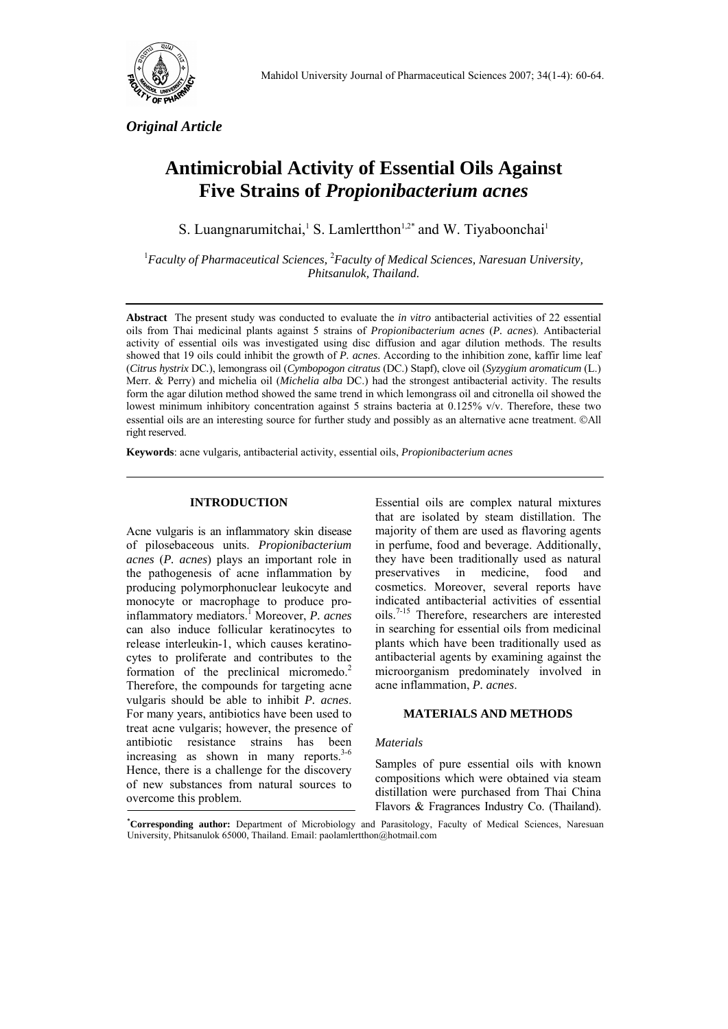*Original Article*

# Antimicrobial Activity of Essential Oils Against Five Strains of *Propionibacterium acnes*

S. Luangnarumitchai,[1] S. Lamlertthon[1,2*] and W. Tiyaboonchai[1]

[1]*Faculty of Pharmaceutical Sciences,* [2]*Faculty of Medical Sciences, Naresuan University, Phitsanulok, Thailand.*

**Abstract** The present study was conducted to evaluate the *in vitro* antibacterial activities of 22 essential oils from Thai medicinal plants against 5 strains of *Propionibacterium acnes* (*P. acnes*). Antibacterial activity of essential oils was investigated using disc diffusion and agar dilution methods. The results showed that 19 oils could inhibit the growth of *P. acnes*. According to the inhibition zone, kaffir lime leaf (*Citrus hystrix* DC.), lemongrass oil (*Cymbopogon citratus* (DC.) Stapf), clove oil (*Syzygium aromaticum* (L.) Merr. & Perry) and michelia oil (*Michelia alba* DC.) had the strongest antibacterial activity. The results form the agar dilution method showed the same trend in which lemongrass oil and citronella oil showed the lowest minimum inhibitory concentration against 5 strains bacteria at 0.125% v/v. Therefore, these two essential oils are an interesting source for further study and possibly as an alternative acne treatment. ©All right reserved.

**Keywords**: acne vulgaris, antibacterial activity, essential oils, *Propionibacterium acnes*

## INTRODUCTION

Acne vulgaris is an inflammatory skin disease of pilosebaceous units. *Propionibacterium acnes* (*P. acnes*) plays an important role in the pathogenesis of acne inflammation by producing polymorphonuclear leukocyte and monocyte or macrophage to produce pro-inflammatory mediators.[1] Moreover, *P. acnes* can also induce follicular keratinocytes to release interleukin-1, which causes keratinocytes to proliferate and contributes to the formation of the preclinical micromedo.[2] Therefore, the compounds for targeting acne vulgaris should be able to inhibit *P. acnes*. For many years, antibiotics have been used to treat acne vulgaris; however, the presence of antibiotic resistance strains has been increasing as shown in many reports.[3-6] Hence, there is a challenge for the discovery of new substances from natural sources to overcome this problem.

Essential oils are complex natural mixtures that are isolated by steam distillation. The majority of them are used as flavoring agents in perfume, food and beverage. Additionally, they have been traditionally used as natural preservatives in medicine, food and cosmetics. Moreover, several reports have indicated antibacterial activities of essential oils.[7-15] Therefore, researchers are interested in searching for essential oils from medicinal plants which have been traditionally used as antibacterial agents by examining against the microorganism predominately involved in acne inflammation, *P. acnes*.

## MATERIALS AND METHODS

### *Materials*

Samples of pure essential oils with known compositions which were obtained via steam distillation were purchased from Thai China Flavors & Fragrances Industry Co. (Thailand).

[*]**Corresponding author:** Department of Microbiology and Parasitology, Faculty of Medical Sciences, Naresuan University, Phitsanulok 65000, Thailand. Email: paolamlertthon@hotmail.com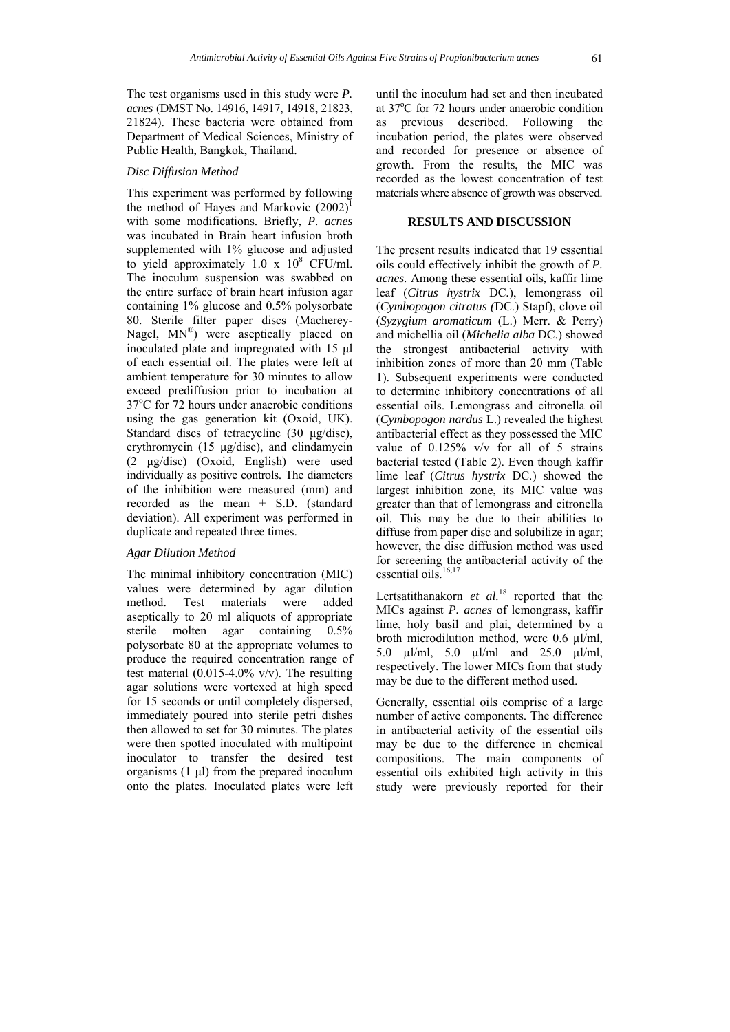The test organisms used in this study were *P. acnes* (DMST No. 14916, 14917, 14918, 21823, 21824). These bacteria were obtained from Department of Medical Sciences, Ministry of Public Health, Bangkok, Thailand.

### *Disc Diffusion Method*

This experiment was performed by following the method of Hayes and Markovic (2002)[1] with some modifications. Briefly, *P. acnes* was incubated in Brain heart infusion broth supplemented with 1% glucose and adjusted to yield approximately $1.0 \times 10^8$ CFU/ml. The inoculum suspension was swabbed on the entire surface of brain heart infusion agar containing 1% glucose and 0.5% polysorbate 80. Sterile filter paper discs (Macherey-Nagel, MN®) were aseptically placed on inoculated plate and impregnated with 15 µl of each essential oil. The plates were left at ambient temperature for 30 minutes to allow exceed prediffusion prior to incubation at 37°C for 72 hours under anaerobic conditions using the gas generation kit (Oxoid, UK). Standard discs of tetracycline (30 µg/disc), erythromycin (15 µg/disc), and clindamycin (2 µg/disc) (Oxoid, English) were used individually as positive controls. The diameters of the inhibition were measured (mm) and recorded as the mean ± S.D. (standard deviation). All experiment was performed in duplicate and repeated three times.

### *Agar Dilution Method*

The minimal inhibitory concentration (MIC) values were determined by agar dilution method. Test materials were added aseptically to 20 ml aliquots of appropriate sterile molten agar containing 0.5% polysorbate 80 at the appropriate volumes to produce the required concentration range of test material (0.015-4.0% v/v). The resulting agar solutions were vortexed at high speed for 15 seconds or until completely dispersed, immediately poured into sterile petri dishes then allowed to set for 30 minutes. The plates were then spotted inoculated with multipoint inoculator to transfer the desired test organisms (1 µl) from the prepared inoculum onto the plates. Inoculated plates were left until the inoculum had set and then incubated at 37°C for 72 hours under anaerobic condition as previous described. Following the incubation period, the plates were observed and recorded for presence or absence of growth. From the results, the MIC was recorded as the lowest concentration of test materials where absence of growth was observed.

## RESULTS AND DISCUSSION

The present results indicated that 19 essential oils could effectively inhibit the growth of *P. acnes*. Among these essential oils, kaffir lime leaf (*Citrus hystrix* DC.), lemongrass oil (*Cymbopogon citratus (*DC.) Stapf), clove oil (*Syzygium aromaticum* (L.) Merr. & Perry) and michellia oil (*Michelia alba* DC.) showed the strongest antibacterial activity with inhibition zones of more than 20 mm (Table 1). Subsequent experiments were conducted to determine inhibitory concentrations of all essential oils. Lemongrass and citronella oil (*Cymbopogon nardus* L.) revealed the highest antibacterial effect as they possessed the MIC value of 0.125% v/v for all of 5 strains bacterial tested (Table 2). Even though kaffir lime leaf (*Citrus hystrix* DC.) showed the largest inhibition zone, its MIC value was greater than that of lemongrass and citronella oil. This may be due to their abilities to diffuse from paper disc and solubilize in agar; however, the disc diffusion method was used for screening the antibacterial activity of the essential oils.[16,17]

Lertsatithanakorn *et al.*[18] reported that the MICs against *P. acnes* of lemongrass, kaffir lime, holy basil and plai, determined by a broth microdilution method, were 0.6 µl/ml, 5.0 µl/ml, 5.0 µl/ml and 25.0 µl/ml, respectively. The lower MICs from that study may be due to the different method used.

Generally, essential oils comprise of a large number of active components. The difference in antibacterial activity of the essential oils may be due to the difference in chemical compositions. The main components of essential oils exhibited high activity in this study were previously reported for their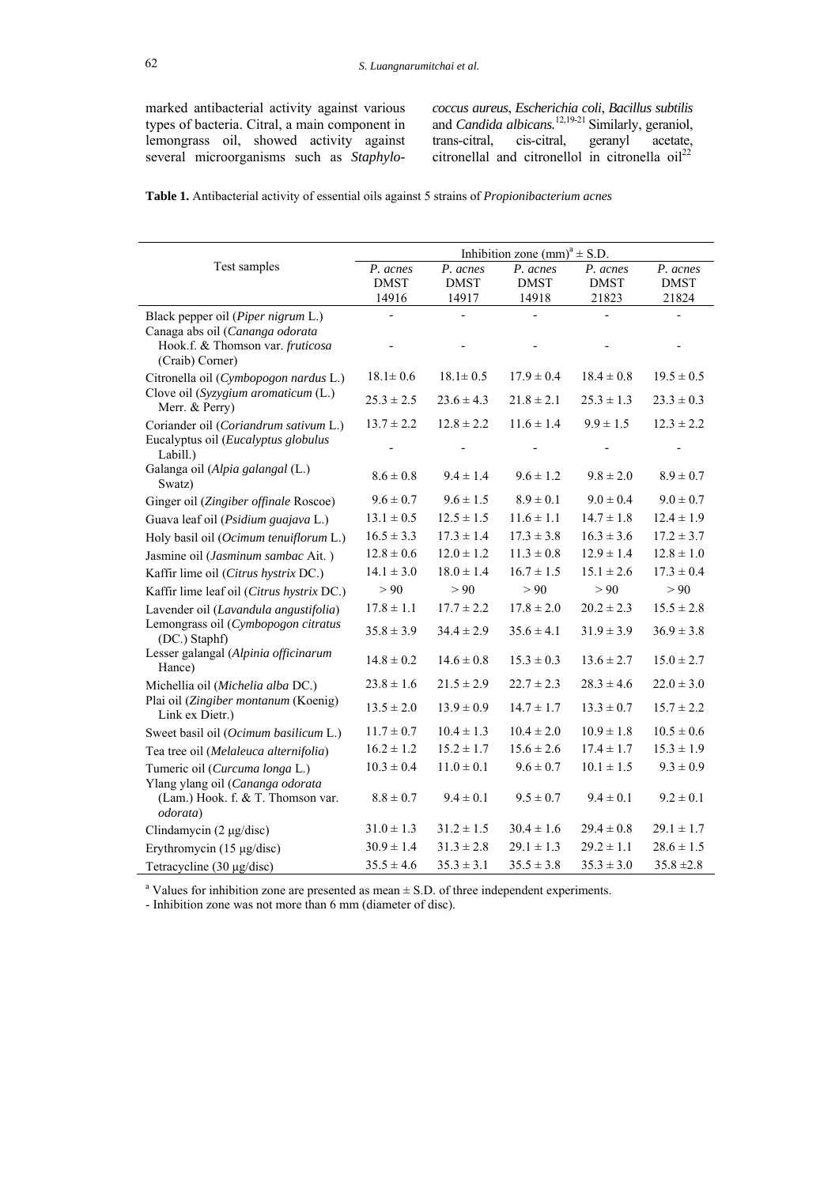marked antibacterial activity against various types of bacteria. Citral, a main component in lemongrass oil, showed activity against several microorganisms such as *Staphylococcus aureus*, *Escherichia coli*, *Bacillus subtilis* and *Candida albicans*.[12,19-21] Similarly, geraniol, trans-citral, cis-citral, geranyl acetate, citronellal and citronellol in citronella oil[22]

**Table 1.** Antibacterial activity of essential oils against 5 strains of *Propionibacterium acnes*

| Test samples | Inhibition zone (mm)[a] ± S.D. | | | | |
|---|---|---|---|---|---|
| | *P. acnes* DMST 14916 | *P. acnes* DMST 14917 | *P. acnes* DMST 14918 | *P. acnes* DMST 21823 | *P. acnes* DMST 21824 |
| Black pepper oil (*Piper nigrum* L.) | - | - | - | - | - |
| Canaga abs oil (*Cananga odorata* Hook.f. & Thomson var. *fruticosa* (Craib) Corner) | - | - | - | - | - |
| Citronella oil (*Cymbopogon nardus* L.) | 18.1± 0.6 | 18.1± 0.5 | 17.9 ± 0.4 | 18.4 ± 0.8 | 19.5 ± 0.5 |
| Clove oil (*Syzygium aromaticum* (L.) Merr. & Perry) | 25.3 ± 2.5 | 23.6 ± 4.3 | 21.8 ± 2.1 | 25.3 ± 1.3 | 23.3 ± 0.3 |
| Coriander oil (*Coriandrum sativum* L.) | 13.7 ± 2.2 | 12.8 ± 2.2 | 11.6 ± 1.4 | 9.9 ± 1.5 | 12.3 ± 2.2 |
| Eucalyptus oil (*Eucalyptus globulus* Labill.) | - | - | - | - | - |
| Galanga oil (*Alpia galangal* (L.) Swatz) | 8.6 ± 0.8 | 9.4 ± 1.4 | 9.6 ± 1.2 | 9.8 ± 2.0 | 8.9 ± 0.7 |
| Ginger oil (*Zingiber offinale* Roscoe) | 9.6 ± 0.7 | 9.6 ± 1.5 | 8.9 ± 0.1 | 9.0 ± 0.4 | 9.0 ± 0.7 |
| Guava leaf oil (*Psidium guajava* L.) | 13.1 ± 0.5 | 12.5 ± 1.5 | 11.6 ± 1.1 | 14.7 ± 1.8 | 12.4 ± 1.9 |
| Holy basil oil (*Ocimum tenuiflorum* L.) | 16.5 ± 3.3 | 17.3 ± 1.4 | 17.3 ± 3.8 | 16.3 ± 3.6 | 17.2 ± 3.7 |
| Jasmine oil (*Jasminum sambac* Ait. ) | 12.8 ± 0.6 | 12.0 ± 1.2 | 11.3 ± 0.8 | 12.9 ± 1.4 | 12.8 ± 1.0 |
| Kaffir lime oil (*Citrus hystrix* DC.) | 14.1 ± 3.0 | 18.0 ± 1.4 | 16.7 ± 1.5 | 15.1 ± 2.6 | 17.3 ± 0.4 |
| Kaffir lime leaf oil (*Citrus hystrix* DC.) | > 90 | > 90 | > 90 | > 90 | > 90 |
| Lavender oil (*Lavandula angustifolia*) | 17.8 ± 1.1 | 17.7 ± 2.2 | 17.8 ± 2.0 | 20.2 ± 2.3 | 15.5 ± 2.8 |
| Lemongrass oil (*Cymbopogon citratus* (DC.) Staphf) | 35.8 ± 3.9 | 34.4 ± 2.9 | 35.6 ± 4.1 | 31.9 ± 3.9 | 36.9 ± 3.8 |
| Lesser galangal (*Alpinia officinarum* Hance) | 14.8 ± 0.2 | 14.6 ± 0.8 | 15.3 ± 0.3 | 13.6 ± 2.7 | 15.0 ± 2.7 |
| Michellia oil (*Michelia alba* DC.) | 23.8 ± 1.6 | 21.5 ± 2.9 | 22.7 ± 2.3 | 28.3 ± 4.6 | 22.0 ± 3.0 |
| Plai oil (*Zingiber montanum* (Koenig) Link ex Dietr.) | 13.5 ± 2.0 | 13.9 ± 0.9 | 14.7 ± 1.7 | 13.3 ± 0.7 | 15.7 ± 2.2 |
| Sweet basil oil (*Ocimum basilicum* L.) | 11.7 ± 0.7 | 10.4 ± 1.3 | 10.4 ± 2.0 | 10.9 ± 1.8 | 10.5 ± 0.6 |
| Tea tree oil (*Melaleuca alternifolia*) | 16.2 ± 1.2 | 15.2 ± 1.7 | 15.6 ± 2.6 | 17.4 ± 1.7 | 15.3 ± 1.9 |
| Tumeric oil (*Curcuma longa* L.) | 10.3 ± 0.4 | 11.0 ± 0.1 | 9.6 ± 0.7 | 10.1 ± 1.5 | 9.3 ± 0.9 |
| Ylang ylang oil (*Cananga odorata* (Lam.) Hook. f. & T. Thomson var. *odorata*) | 8.8 ± 0.7 | 9.4 ± 0.1 | 9.5 ± 0.7 | 9.4 ± 0.1 | 9.2 ± 0.1 |
| Clindamycin (2 μg/disc) | 31.0 ± 1.3 | 31.2 ± 1.5 | 30.4 ± 1.6 | 29.4 ± 0.8 | 29.1 ± 1.7 |
| Erythromycin (15 μg/disc) | 30.9 ± 1.4 | 31.3 ± 2.8 | 29.1 ± 1.3 | 29.2 ± 1.1 | 28.6 ± 1.5 |
| Tetracycline (30 μg/disc) | 35.5 ± 4.6 | 35.3 ± 3.1 | 35.5 ± 3.8 | 35.3 ± 3.0 | 35.8 ±2.8 |

[a] Values for inhibition zone are presented as mean ± S.D. of three independent experiments.

- Inhibition zone was not more than 6 mm (diameter of disc).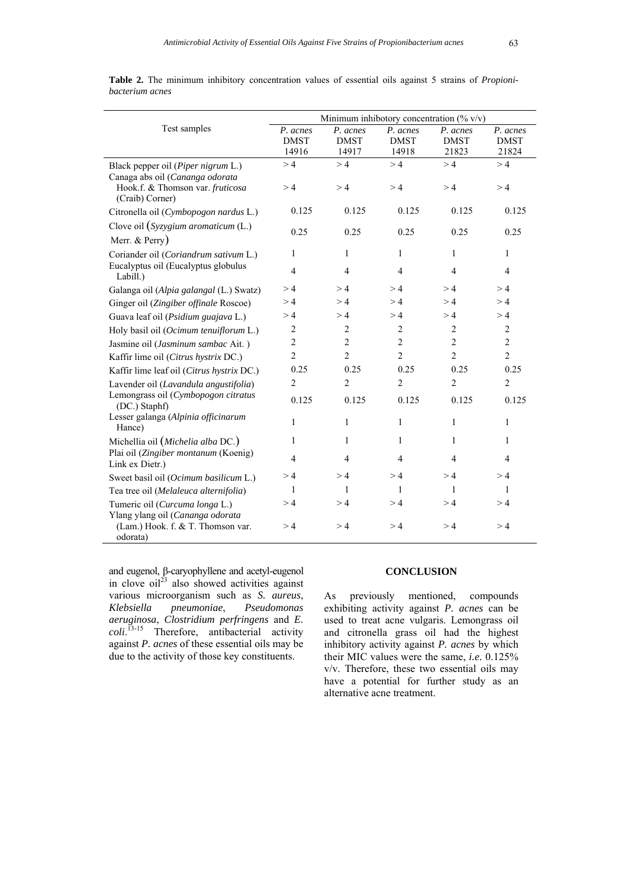**Table 2.** The minimum inhibitory concentration values of essential oils against 5 strains of *Propionibacterium acnes*

| Test samples | Minimum inhibotory concentration (% v/v) | | | | |
|---|---|---|---|---|---|
| | *P. acnes* DMST 14916 | *P. acnes* DMST 14917 | *P. acnes* DMST 14918 | *P. acnes* DMST 21823 | *P. acnes* DMST 21824 |
| Black pepper oil (*Piper nigrum* L.) | > 4 | > 4 | > 4 | > 4 | > 4 |
| Canaga abs oil (*Cananga odorata* Hook.f. & Thomson var. *fruticosa* (Craib) Corner) | > 4 | > 4 | > 4 | > 4 | > 4 |
| Citronella oil (*Cymbopogon nardus* L.) | 0.125 | 0.125 | 0.125 | 0.125 | 0.125 |
| Clove oil (*Syzygium aromaticum* (L.) Merr. & Perry) | 0.25 | 0.25 | 0.25 | 0.25 | 0.25 |
| Coriander oil (*Coriandrum sativum* L.) | 1 | 1 | 1 | 1 | 1 |
| Eucalyptus oil (Eucalyptus globulus Labill.) | 4 | 4 | 4 | 4 | 4 |
| Galanga oil (*Alpia galangal* (L.) Swatz) | > 4 | > 4 | > 4 | > 4 | > 4 |
| Ginger oil (*Zingiber offinale* Roscoe) | > 4 | > 4 | > 4 | > 4 | > 4 |
| Guava leaf oil (*Psidium guajava* L.) | > 4 | > 4 | > 4 | > 4 | > 4 |
| Holy basil oil (*Ocimum tenuiflorum* L.) | 2 | 2 | 2 | 2 | 2 |
| Jasmine oil (*Jasminum sambac* Ait. ) | 2 | 2 | 2 | 2 | 2 |
| Kaffir lime oil (*Citrus hystrix* DC.) | 2 | 2 | 2 | 2 | 2 |
| Kaffir lime leaf oil (*Citrus hystrix* DC.) | 0.25 | 0.25 | 0.25 | 0.25 | 0.25 |
| Lavender oil (*Lavandula angustifolia*) | 2 | 2 | 2 | 2 | 2 |
| Lemongrass oil (*Cymbopogon citratus* (DC.) Staphf) | 0.125 | 0.125 | 0.125 | 0.125 | 0.125 |
| Lesser galanga (*Alpinia officinarum* Hance) | 1 | 1 | 1 | 1 | 1 |
| Michellia oil (*Michelia alba* DC.) | 1 | 1 | 1 | 1 | 1 |
| Plai oil (*Zingiber montanum* (Koenig) Link ex Dietr.) | 4 | 4 | 4 | 4 | 4 |
| Sweet basil oil (*Ocimum basilicum* L.) | > 4 | > 4 | > 4 | > 4 | > 4 |
| Tea tree oil (*Melaleuca alternifolia*) | 1 | 1 | 1 | 1 | 1 |
| Tumeric oil (*Curcuma longa* L.) | > 4 | > 4 | > 4 | > 4 | > 4 |
| Ylang ylang oil (*Cananga odorata* (Lam.) Hook. f. & T. Thomson var. odorata) | > 4 | > 4 | > 4 | > 4 | > 4 |

and eugenol, β-caryophyllene and acetyl-eugenol in clove oil[23] also showed activities against various microorganism such as *S. aureus*, *Klebsiella pneumoniae*, *Pseudomonas aeruginosa*, *Clostridium perfringens* and *E. coli*.[13-15] Therefore, antibacterial activity against *P. acnes* of these essential oils may be due to the activity of those key constituents.

## CONCLUSION

As previously mentioned, compounds exhibiting activity against *P. acnes* can be used to treat acne vulgaris. Lemongrass oil and citronella grass oil had the highest inhibitory activity against *P. acnes* by which their MIC values were the same, *i.e.* 0.125% v/v. Therefore, these two essential oils may have a potential for further study as an alternative acne treatment.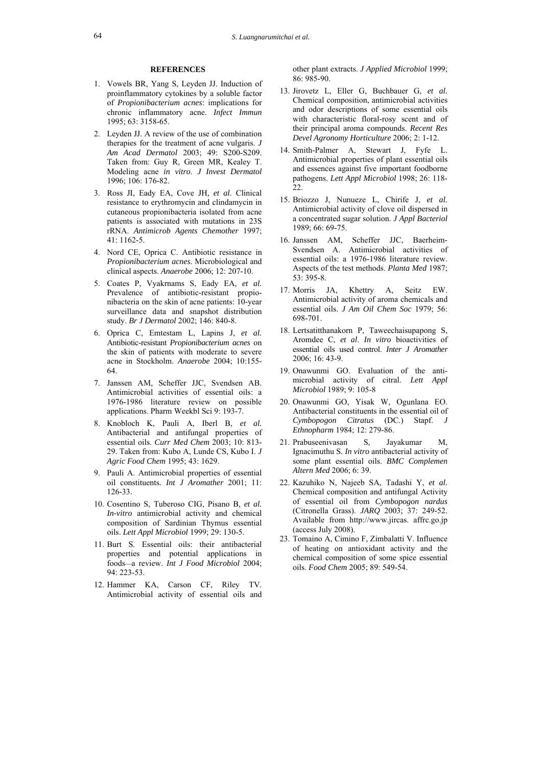## REFERENCES

1. Vowels BR, Yang S, Leyden JJ. Induction of proinflammatory cytokines by a soluble factor of *Propionibacterium acnes*: implications for chronic inflammatory acne. *Infect Immun* 1995; 63: 3158-65.
2. Leyden JJ. A review of the use of combination therapies for the treatment of acne vulgaris. *J Am Acad Dermatol* 2003; 49: S200-S209. Taken from: Guy R, Green MR, Kealey T. Modeling acne *in vitro*. *J Invest Dermatol* 1996; 106: 176-82.
3. Ross JI, Eady EA, Cove JH, *et al*. Clinical resistance to erythromycin and clindamycin in cutaneous propionibacteria isolated from acne patients is associated with mutations in 23S rRNA. *Antimicrob Agents Chemother* 1997; 41: 1162-5.
4. Nord CE, Oprica C. Antibiotic resistance in *Propionibacterium acnes*. Microbiological and clinical aspects. *Anaerobe* 2006; 12: 207-10.
5. Coates P, Vyakrnams S, Eady EA, *et al.* Prevalence of antibiotic-resistant propionibacteria on the skin of acne patients: 10-year surveillance data and snapshot distribution study. *Br J Dermatol* 2002; 146: 840-8.
6. Oprica C, Emtestam L, Lapins J, *et al.* Antibiotic-resistant *Propionibacterium acnes* on the skin of patients with moderate to severe acne in Stockholm. *Anaerobe* 2004; 10:155-64.
7. Janssen AM, Scheffer JJC, Svendsen AB. Antimicrobial activities of essential oils: a 1976-1986 literature review on possible applications. Pharm Weekbl Sci 9: 193-7.
8. Knobloch K, Pauli A, Iberl B, *et al.* Antibacterial and antifungal properties of essential oils. *Curr Med Chem* 2003; 10: 813-29. Taken from: Kubo A, Lunde CS, Kubo I. *J Agric Food Chem* 1995; 43: 1629.
9. Pauli A. Antimicrobial properties of essential oil constituents. *Int J Aromather* 2001; 11: 126-33.
10. Cosentino S, Tuberoso CIG, Pisano B, *et al. In-vitro* antimicrobial activity and chemical composition of Sardinian Thymus essential oils. *Lett Appl Microbiol* 1999; 29: 130-5.
11. Burt S. Essential oils: their antibacterial properties and potential applications in foods—a review. *Int J Food Microbiol* 2004; 94: 223-53.
12. Hammer KA, Carson CF, Riley TV. Antimicrobial activity of essential oils and other plant extracts. *J Applied Microbiol* 1999; 86: 985-90.
13. Jirovetz L, Eller G, Buchbauer G, *et al.* Chemical composition, antimicrobial activities and odor descriptions of some essential oils with characteristic floral-rosy scent and of their principal aroma compounds. *Recent Res Devel Agronomy Horticulture* 2006; 2: 1-12.
14. Smith-Palmer A, Stewart J, Fyfe L. Antimicrobial properties of plant essential oils and essences against five important foodborne pathogens. *Lett Appl Microbiol* 1998; 26: 118-22.
15. Briozzo J, Nunueze L, Chirife J, *et al.* Antimicrobial activity of clove oil dispersed in a concentrated sugar solution. *J Appl Bacteriol* 1989; 66: 69-75.
16. Janssen AM, Scheffer JJC, Baerheim-Svendsen A. Antimicrobial activities of essential oils: a 1976-1986 literature review. Aspects of the test methods. *Planta Med* 1987; 53: 395-8.
17. Morris JA, Khettry A, Seitz EW. Antimicrobial activity of aroma chemicals and essential oils. *J Am Oil Chem Soc* 1979; 56: 698-701.
18. Lertsatitthanakorn P, Taweechaisupapong S, Aromdee C, *et al*. *In vitro* bioactivities of essential oils used control. *Inter J Aromather* 2006; 16: 43-9.
19. Onawunmi GO. Evaluation of the antimicrobial activity of citral. *Lett Appl Microbiol* 1989; 9: 105-8
20. Onawunmi GO, Yisak W, Ogunlana EO. Antibacterial constituents in the essential oil of *Cymbopogon Citratus* (DC.) Stapf. *J Ethnopharm* 1984; 12: 279-86.
21. Prabuseenivasan S, Jayakumar M, Ignacimuthu S. *In vitro* antibacterial activity of some plant essential oils. *BMC Complemen Altern Med* 2006; 6: 39.
22. Kazuhiko N, Najeeb SA, Tadashi Y, *et al.* Chemical composition and antifungal Activity of essential oil from *Cymbopogon nardus* (Citronella Grass). *JARQ* 2003; 37: 249-52. Available from http://www.jircas. affrc.go.jp (access July 2008).
23. Tomaino A, Cimino F, Zimbalatti V. Influence of heating on antioxidant activity and the chemical composition of some spice essential oils. *Food Chem* 2005; 89: 549-54.